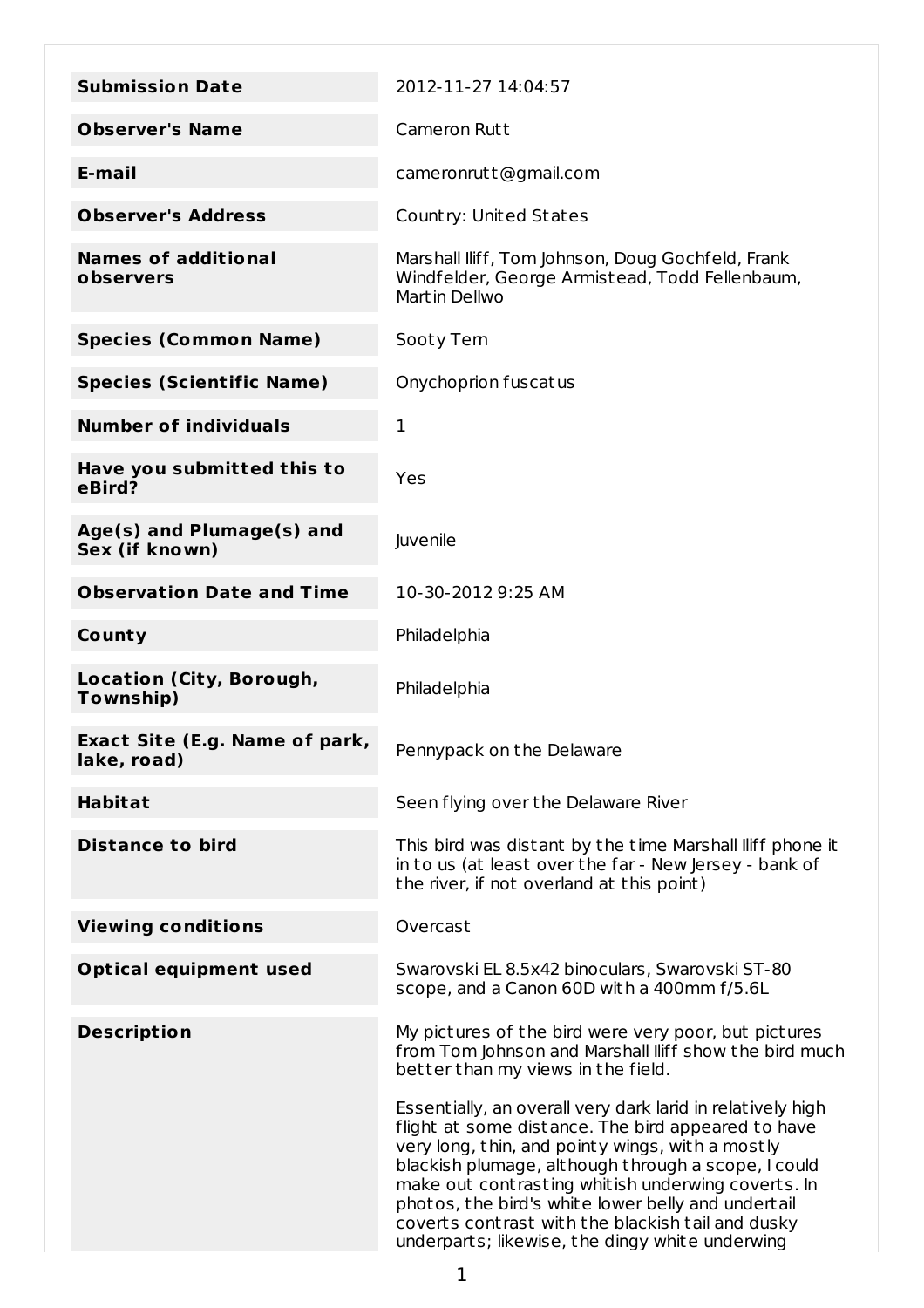| | |
|---|---|
| **Submission Date** | 2012-11-27 14:04:57 |
| **Observer's Name** | Cameron Rutt |
| **E-mail** | cameronrutt@gmail.com |
| **Observer's Address** | Country: United States |
| **Names of additional observers** | Marshall Iliff, Tom Johnson, Doug Gochfeld, Frank Windfelder, George Armistead, Todd Fellenbaum, Martin Dellwo |
| **Species (Common Name)** | Sooty Tern |
| **Species (Scientific Name)** | Onychoprion fuscatus |
| **Number of individuals** | 1 |
| **Have you submitted this to eBird?** | Yes |
| **Age(s) and Plumage(s) and Sex (if known)** | Juvenile |
| **Observation Date and Time** | 10-30-2012 9:25 AM |
| **County** | Philadelphia |
| **Location (City, Borough, Township)** | Philadelphia |
| **Exact Site (E.g. Name of park, lake, road)** | Pennypack on the Delaware |
| **Habitat** | Seen flying over the Delaware River |
| **Distance to bird** | This bird was distant by the time Marshall Iliff phone it in to us (at least over the far - New Jersey - bank of the river, if not overland at this point) |
| **Viewing conditions** | Overcast |
| **Optical equipment used** | Swarovski EL 8.5x42 binoculars, Swarovski ST-80 scope, and a Canon 60D with a 400mm f/5.6L |
| **Description** | My pictures of the bird were very poor, but pictures from Tom Johnson and Marshall Iliff show the bird much better than my views in the field.<br><br>Essentially, an overall very dark larid in relatively high flight at some distance. The bird appeared to have very long, thin, and pointy wings, with a mostly blackish plumage, although through a scope, I could make out contrasting whitish underwing coverts. In photos, the bird's white lower belly and undertail coverts contrast with the blackish tail and dusky underparts; likewise, the dingy white underwing |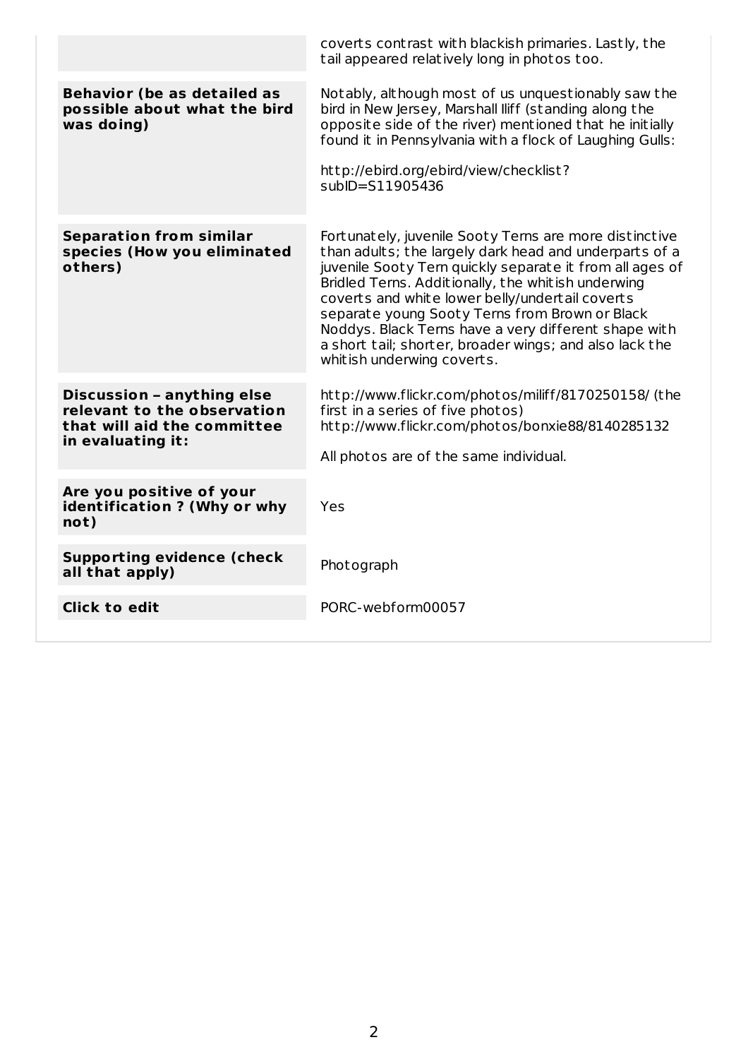| | |
|---|---|
| | coverts contrast with blackish primaries. Lastly, the tail appeared relatively long in photos too. |
| **Behavior (be as detailed as possible about what the bird was doing)** | Notably, although most of us unquestionably saw the bird in New Jersey, Marshall Iliff (standing along the opposite side of the river) mentioned that he initially found it in Pennsylvania with a flock of Laughing Gulls: http://ebird.org/ebird/view/checklist?subID=S11905436 |
| **Separation from similar species (How you eliminated others)** | Fortunately, juvenile Sooty Terns are more distinctive than adults; the largely dark head and underparts of a juvenile Sooty Tern quickly separate it from all ages of Bridled Terns. Additionally, the whitish underwing coverts and white lower belly/undertail coverts separate young Sooty Terns from Brown or Black Noddys. Black Terns have a very different shape with a short tail; shorter, broader wings; and also lack the whitish underwing coverts. |
| **Discussion – anything else relevant to the observation that will aid the committee in evaluating it:** | http://www.flickr.com/photos/miliff/8170250158/ (the first in a series of five photos) http://www.flickr.com/photos/bonxie88/8140285132 All photos are of the same individual. |
| **Are you positive of your identification ? (Why or why not)** | Yes |
| **Supporting evidence (check all that apply)** | Photograph |
| **Click to edit** | PORC-webform00057 |